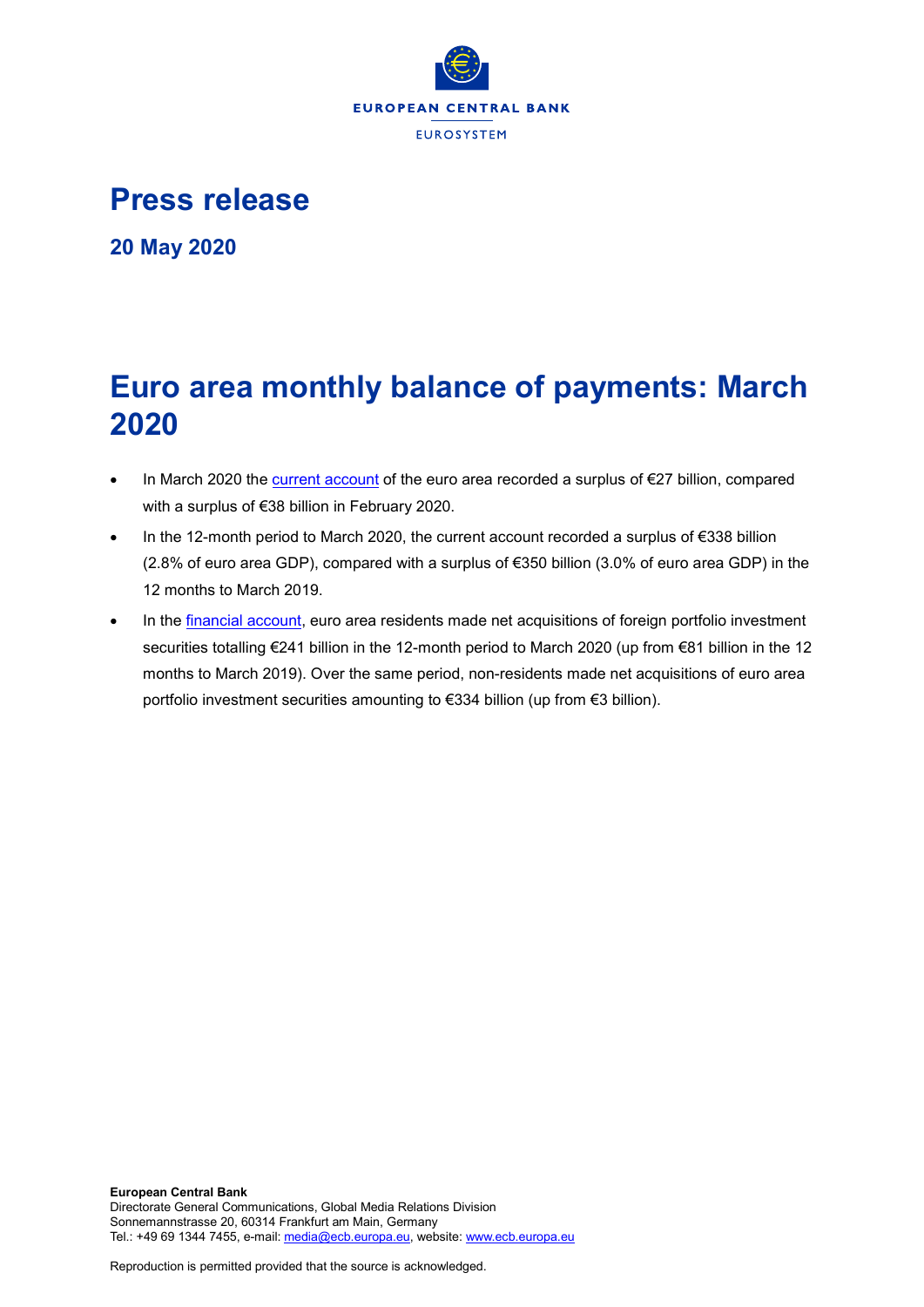# Press release

**20 May 2020**

# Euro area monthly balance of payments: March 2020

- In March 2020 the current account of the euro area recorded a surplus of €27 billion, compared with a surplus of €38 billion in February 2020.
- In the 12-month period to March 2020, the current account recorded a surplus of €338 billion (2.8% of euro area GDP), compared with a surplus of €350 billion (3.0% of euro area GDP) in the 12 months to March 2019.
- In the financial account, euro area residents made net acquisitions of foreign portfolio investment securities totalling €241 billion in the 12-month period to March 2020 (up from €81 billion in the 12 months to March 2019). Over the same period, non-residents made net acquisitions of euro area portfolio investment securities amounting to €334 billion (up from €3 billion).

**European Central Bank**
Directorate General Communications, Global Media Relations Division
Sonnemannstrasse 20, 60314 Frankfurt am Main, Germany
Tel.: +49 69 1344 7455, e-mail: media@ecb.europa.eu, website: www.ecb.europa.eu

Reproduction is permitted provided that the source is acknowledged.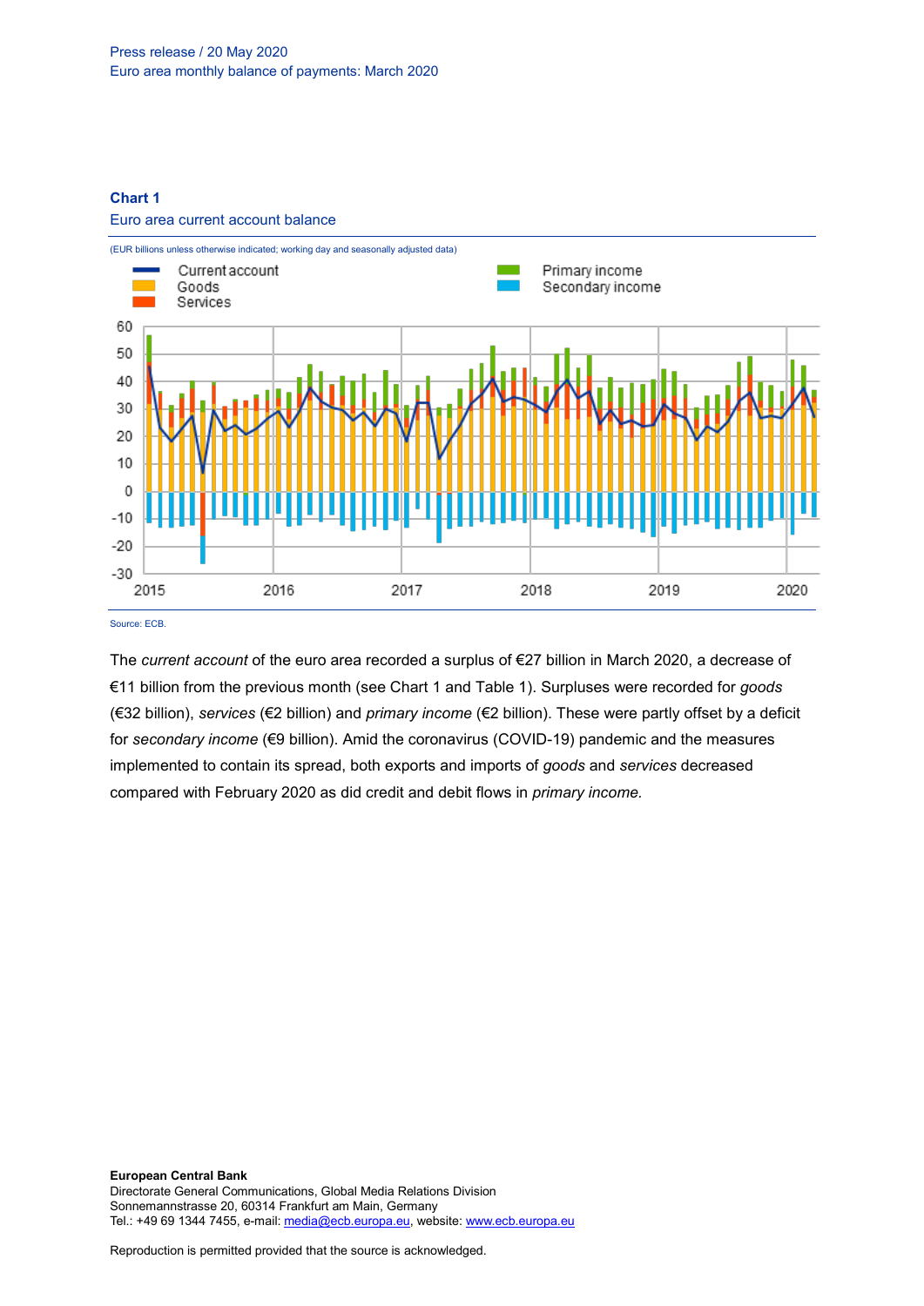**Chart 1**

Euro area current account balance

(EUR billions unless otherwise indicated; working day and seasonally adjusted data)

Source: ECB.

The *current account* of the euro area recorded a surplus of €27 billion in March 2020, a decrease of €11 billion from the previous month (see Chart 1 and Table 1). Surpluses were recorded for *goods* (€32 billion), *services* (€2 billion) and *primary income* (€2 billion). These were partly offset by a deficit for *secondary income* (€9 billion). Amid the coronavirus (COVID-19) pandemic and the measures implemented to contain its spread, both exports and imports of *goods* and *services* decreased compared with February 2020 as did credit and debit flows in *primary income.*

**European Central Bank**
Directorate General Communications, Global Media Relations Division
Sonnemannstrasse 20, 60314 Frankfurt am Main, Germany
Tel.: +49 69 1344 7455, e-mail: media@ecb.europa.eu, website: www.ecb.europa.eu

Reproduction is permitted provided that the source is acknowledged.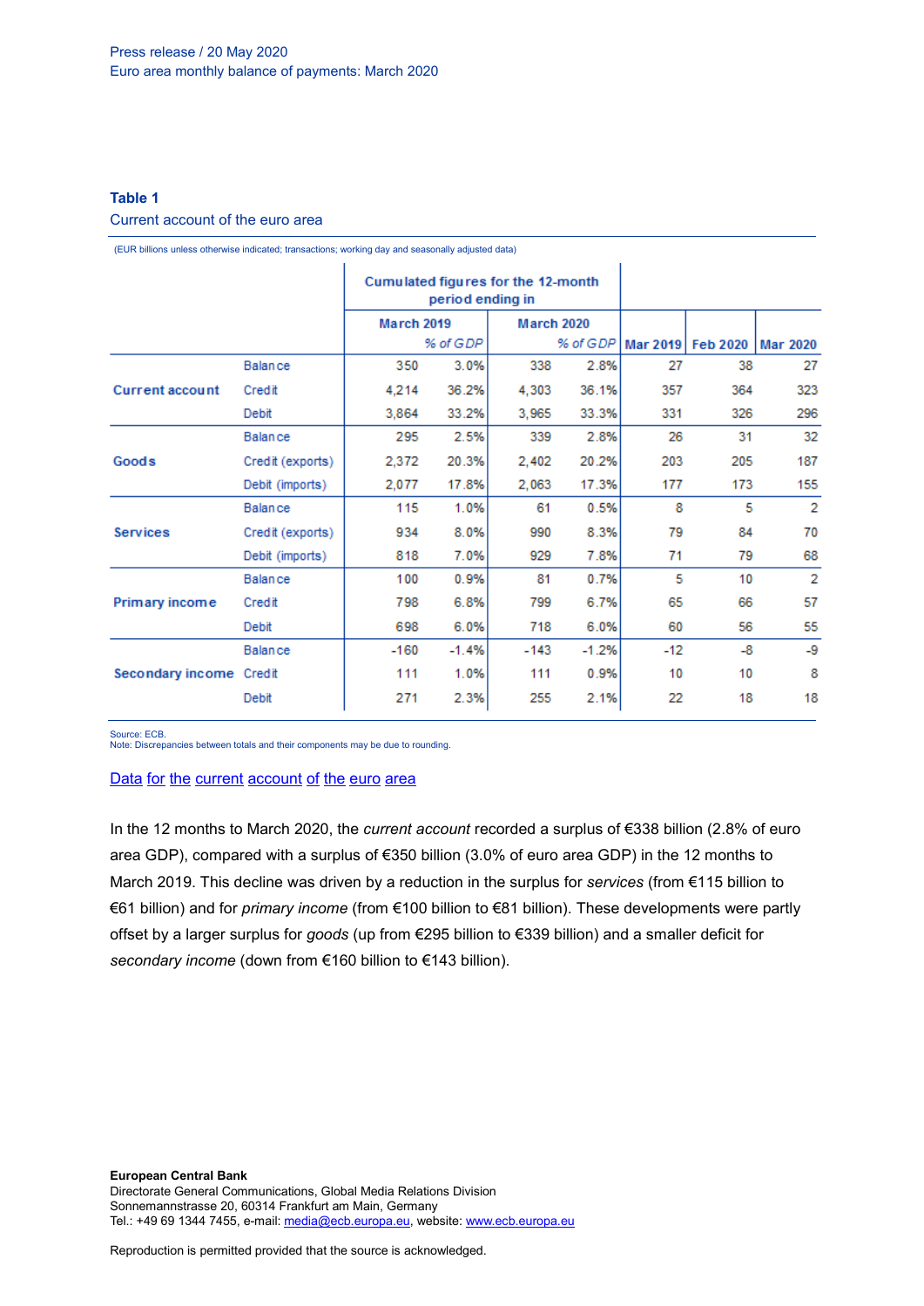**Table 1**

Current account of the euro area

(EUR billions unless otherwise indicated; transactions; working day and seasonally adjusted data)

| | | Cumulated figures for the 12-month period ending in | | | | | | |
|---|---|---|---|---|---|---|---|---|
| | | March 2019 | | March 2020 | | | | |
| | | | % of GDP | | % of GDP | Mar 2019 | Feb 2020 | Mar 2020 |
| Current account | Balance | 350 | 3.0% | 338 | 2.8% | 27 | 38 | 27 |
| | Credit | 4,214 | 36.2% | 4,303 | 36.1% | 357 | 364 | 323 |
| | Debit | 3,864 | 33.2% | 3,965 | 33.3% | 331 | 326 | 296 |
| Goods | Balance | 295 | 2.5% | 339 | 2.8% | 26 | 31 | 32 |
| | Credit (exports) | 2,372 | 20.3% | 2,402 | 20.2% | 203 | 205 | 187 |
| | Debit (imports) | 2,077 | 17.8% | 2,063 | 17.3% | 177 | 173 | 155 |
| Services | Balance | 115 | 1.0% | 61 | 0.5% | 8 | 5 | 2 |
| | Credit (exports) | 934 | 8.0% | 990 | 8.3% | 79 | 84 | 70 |
| | Debit (imports) | 818 | 7.0% | 929 | 7.8% | 71 | 79 | 68 |
| Primary income | Balance | 100 | 0.9% | 81 | 0.7% | 5 | 10 | 2 |
| | Credit | 798 | 6.8% | 799 | 6.7% | 65 | 66 | 57 |
| | Debit | 698 | 6.0% | 718 | 6.0% | 60 | 56 | 55 |
| Secondary income | Balance | -160 | -1.4% | -143 | -1.2% | -12 | -8 | -9 |
| | Credit | 111 | 1.0% | 111 | 0.9% | 10 | 10 | 8 |
| | Debit | 271 | 2.3% | 255 | 2.1% | 22 | 18 | 18 |

Source: ECB.
Note: Discrepancies between totals and their components may be due to rounding.

[Data for the current account of the euro area]

In the 12 months to March 2020, the *current account* recorded a surplus of €338 billion (2.8% of euro area GDP), compared with a surplus of €350 billion (3.0% of euro area GDP) in the 12 months to March 2019. This decline was driven by a reduction in the surplus for *services* (from €115 billion to €61 billion) and for *primary income* (from €100 billion to €81 billion). These developments were partly offset by a larger surplus for *goods* (up from €295 billion to €339 billion) and a smaller deficit for *secondary income* (down from €160 billion to €143 billion).

**European Central Bank**
Directorate General Communications, Global Media Relations Division
Sonnemannstrasse 20, 60314 Frankfurt am Main, Germany
Tel.: +49 69 1344 7455, e-mail: media@ecb.europa.eu, website: www.ecb.europa.eu

Reproduction is permitted provided that the source is acknowledged.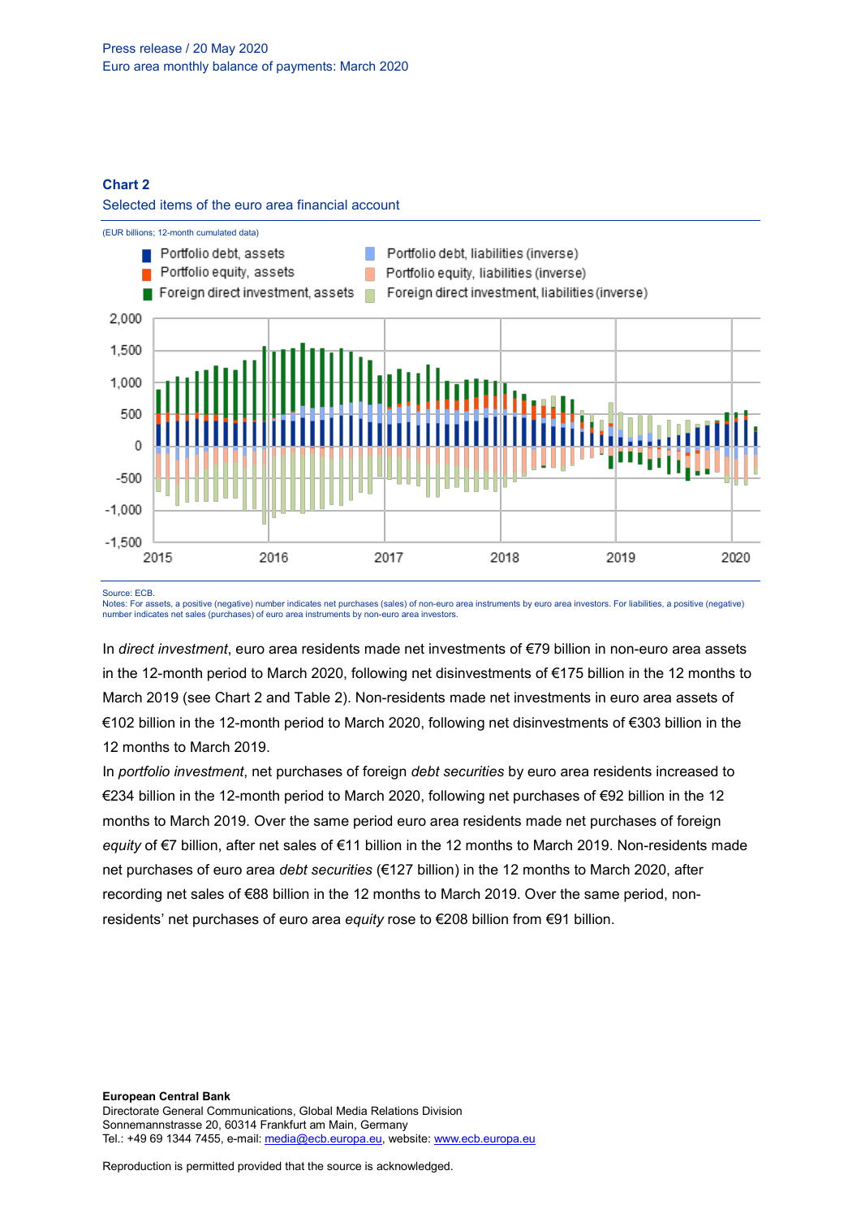**Chart 2**

Selected items of the euro area financial account

(EUR billions; 12-month cumulated data)

Source: ECB.
Notes: For assets, a positive (negative) number indicates net purchases (sales) of non-euro area instruments by euro area investors. For liabilities, a positive (negative) number indicates net sales (purchases) of euro area instruments by non-euro area investors.

In *direct investment*, euro area residents made net investments of €79 billion in non-euro area assets in the 12-month period to March 2020, following net disinvestments of €175 billion in the 12 months to March 2019 (see Chart 2 and Table 2). Non-residents made net investments in euro area assets of €102 billion in the 12-month period to March 2020, following net disinvestments of €303 billion in the 12 months to March 2019.

In *portfolio investment*, net purchases of foreign *debt securities* by euro area residents increased to €234 billion in the 12-month period to March 2020, following net purchases of €92 billion in the 12 months to March 2019. Over the same period euro area residents made net purchases of foreign *equity* of €7 billion, after net sales of €11 billion in the 12 months to March 2019. Non-residents made net purchases of euro area *debt securities* (€127 billion) in the 12 months to March 2020, after recording net sales of €88 billion in the 12 months to March 2019. Over the same period, non-residents' net purchases of euro area *equity* rose to €208 billion from €91 billion.

**European Central Bank**
Directorate General Communications, Global Media Relations Division
Sonnemannstrasse 20, 60314 Frankfurt am Main, Germany
Tel.: +49 69 1344 7455, e-mail: media@ecb.europa.eu, website: www.ecb.europa.eu

Reproduction is permitted provided that the source is acknowledged.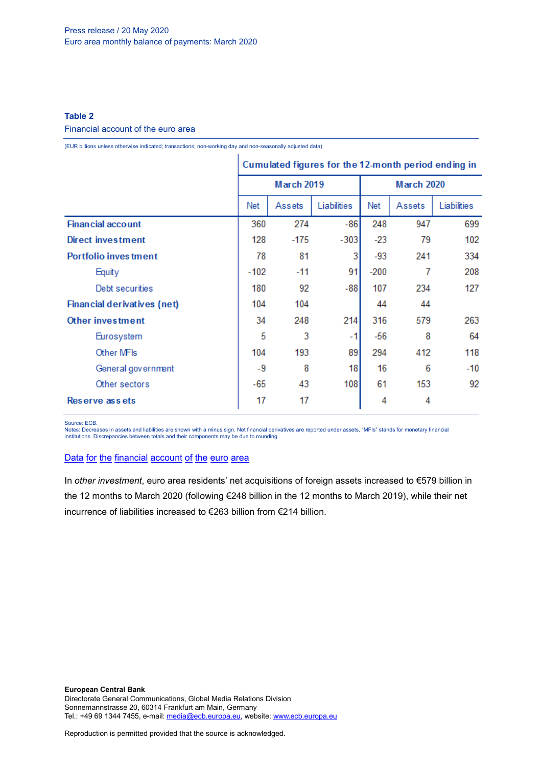Press release / 20 May 2020
Euro area monthly balance of payments: March 2020

**Table 2**

Financial account of the euro area

(EUR billions unless otherwise indicated; transactions; non-working day and non-seasonally adjusted data)

| | Cumulated figures for the 12-month period ending in | | | | | |
|---|---|---|---|---|---|---|
| | March 2019 | | | March 2020 | | |
| | Net | Assets | Liabilities | Net | Assets | Liabilities |
| **Financial account** | 360 | 274 | -86 | 248 | 947 | 699 |
| **Direct investment** | 128 | -175 | -303 | -23 | 79 | 102 |
| **Portfolio investment** | 78 | 81 | 3 | -93 | 241 | 334 |
| Equity | -102 | -11 | 91 | -200 | 7 | 208 |
| Debt securities | 180 | 92 | -88 | 107 | 234 | 127 |
| **Financial derivatives (net)** | 104 | 104 | | 44 | 44 | |
| **Other investment** | 34 | 248 | 214 | 316 | 579 | 263 |
| Eurosystem | 5 | 3 | -1 | -56 | 8 | 64 |
| Other MFIs | 104 | 193 | 89 | 294 | 412 | 118 |
| General government | -9 | 8 | 18 | 16 | 6 | -10 |
| Other sectors | -65 | 43 | 108 | 61 | 153 | 92 |
| **Reserve assets** | 17 | 17 | | 4 | 4 | |

Source: ECB.
Notes: Decreases in assets and liabilities are shown with a minus sign. Net financial derivatives are reported under assets. "MFIs" stands for monetary financial institutions. Discrepancies between totals and their components may be due to rounding.

Data for the financial account of the euro area

In *other investment*, euro area residents' net acquisitions of foreign assets increased to €579 billion in the 12 months to March 2020 (following €248 billion in the 12 months to March 2019), while their net incurrence of liabilities increased to €263 billion from €214 billion.

**European Central Bank**
Directorate General Communications, Global Media Relations Division
Sonnemannstrasse 20, 60314 Frankfurt am Main, Germany
Tel.: +49 69 1344 7455, e-mail: media@ecb.europa.eu, website: www.ecb.europa.eu

Reproduction is permitted provided that the source is acknowledged.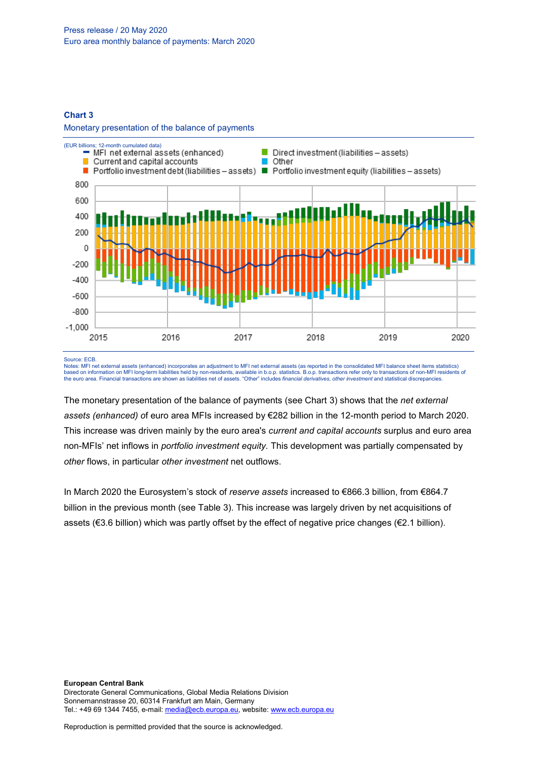**Chart 3**

Monetary presentation of the balance of payments

(EUR billions; 12-month cumulated data)

Source: ECB.
Notes: MFI net external assets (enhanced) incorporates an adjustment to MFI net external assets (as reported in the consolidated MFI balance sheet items statistics) based on information on MFI long-term liabilities held by non-residents, available in b.o.p. statistics. B.o.p. transactions refer only to transactions of non-MFI residents of the euro area. Financial transactions are shown as liabilities net of assets. "Other" includes *financial derivatives*, *other investment* and statistical discrepancies.

The monetary presentation of the balance of payments (see Chart 3) shows that the *net external assets (enhanced)* of euro area MFIs increased by €282 billion in the 12-month period to March 2020. This increase was driven mainly by the euro area's *current and capital accounts* surplus and euro area non-MFIs' net inflows in *portfolio investment equity*. This development was partially compensated by *other* flows, in particular *other investment* net outflows.

In March 2020 the Eurosystem's stock of *reserve assets* increased to €866.3 billion, from €864.7 billion in the previous month (see Table 3). This increase was largely driven by net acquisitions of assets (€3.6 billion) which was partly offset by the effect of negative price changes (€2.1 billion).

**European Central Bank**
Directorate General Communications, Global Media Relations Division
Sonnemannstrasse 20, 60314 Frankfurt am Main, Germany
Tel.: +49 69 1344 7455, e-mail: media@ecb.europa.eu, website: www.ecb.europa.eu

Reproduction is permitted provided that the source is acknowledged.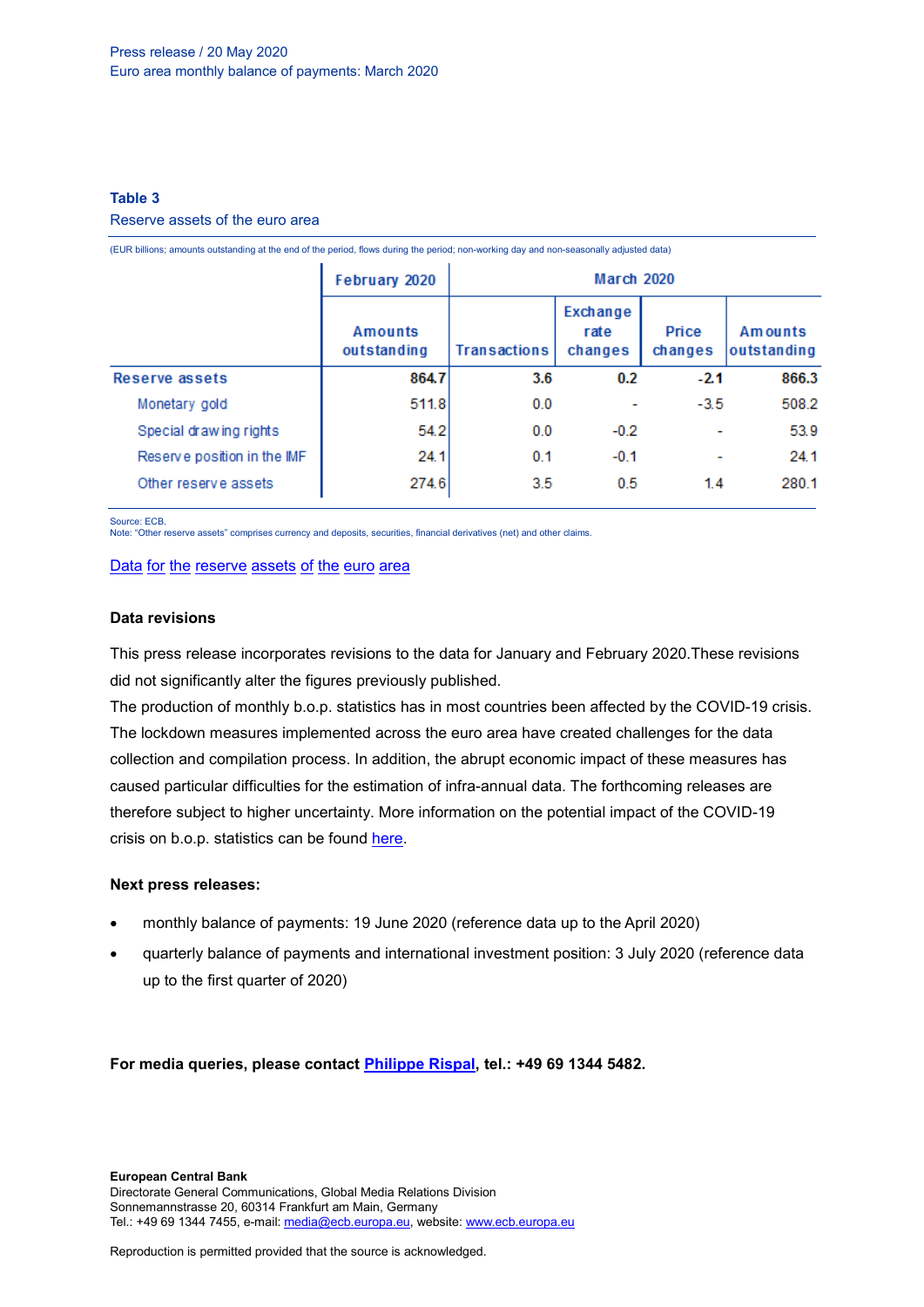Press release / 20 May 2020
Euro area monthly balance of payments: March 2020

**Table 3**
Reserve assets of the euro area

(EUR billions; amounts outstanding at the end of the period, flows during the period; non-working day and non-seasonally adjusted data)

| | February 2020 | March 2020 | | | |
|---|---|---|---|---|---|
| | Amounts outstanding | Transactions | Exchange rate changes | Price changes | Amounts outstanding |
| **Reserve assets** | **864.7** | **3.6** | **0.2** | **-2.1** | **866.3** |
| Monetary gold | 511.8 | 0.0 | - | -3.5 | 508.2 |
| Special drawing rights | 54.2 | 0.0 | -0.2 | - | 53.9 |
| Reserve position in the IMF | 24.1 | 0.1 | -0.1 | - | 24.1 |
| Other reserve assets | 274.6 | 3.5 | 0.5 | 1.4 | 280.1 |

Source: ECB.
Note: "Other reserve assets" comprises currency and deposits, securities, financial derivatives (net) and other claims.

[Data for the reserve assets of the euro area]

### Data revisions

This press release incorporates revisions to the data for January and February 2020.These revisions did not significantly alter the figures previously published.
The production of monthly b.o.p. statistics has in most countries been affected by the COVID-19 crisis. The lockdown measures implemented across the euro area have created challenges for the data collection and compilation process. In addition, the abrupt economic impact of these measures has caused particular difficulties for the estimation of infra-annual data. The forthcoming releases are therefore subject to higher uncertainty. More information on the potential impact of the COVID-19 crisis on b.o.p. statistics can be found [here].

### Next press releases:

- monthly balance of payments: 19 June 2020 (reference data up to the April 2020)
- quarterly balance of payments and international investment position: 3 July 2020 (reference data up to the first quarter of 2020)

**For media queries, please contact [Philippe Rispal], tel.: +49 69 1344 5482.**

**European Central Bank**
Directorate General Communications, Global Media Relations Division
Sonnemannstrasse 20, 60314 Frankfurt am Main, Germany
Tel.: +49 69 1344 7455, e-mail: media@ecb.europa.eu, website: www.ecb.europa.eu

Reproduction is permitted provided that the source is acknowledged.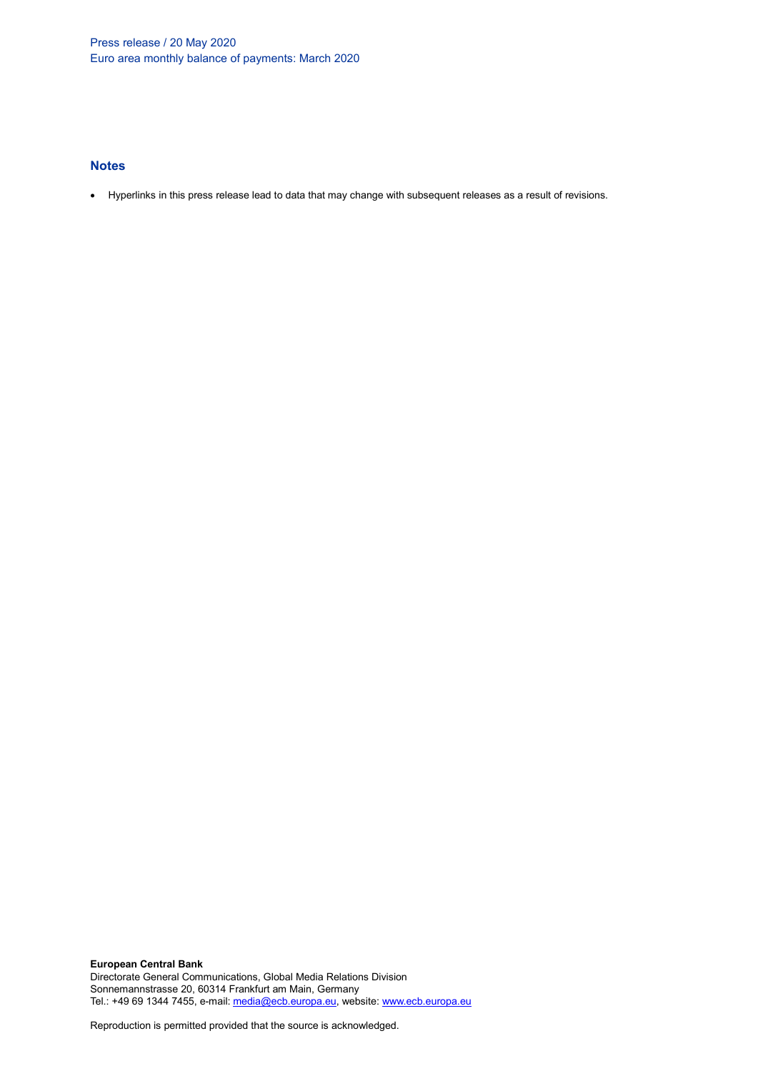## Notes

- Hyperlinks in this press release lead to data that may change with subsequent releases as a result of revisions.

**European Central Bank**
Directorate General Communications, Global Media Relations Division
Sonnemannstrasse 20, 60314 Frankfurt am Main, Germany
Tel.: +49 69 1344 7455, e-mail: media@ecb.europa.eu, website: www.ecb.europa.eu

Reproduction is permitted provided that the source is acknowledged.